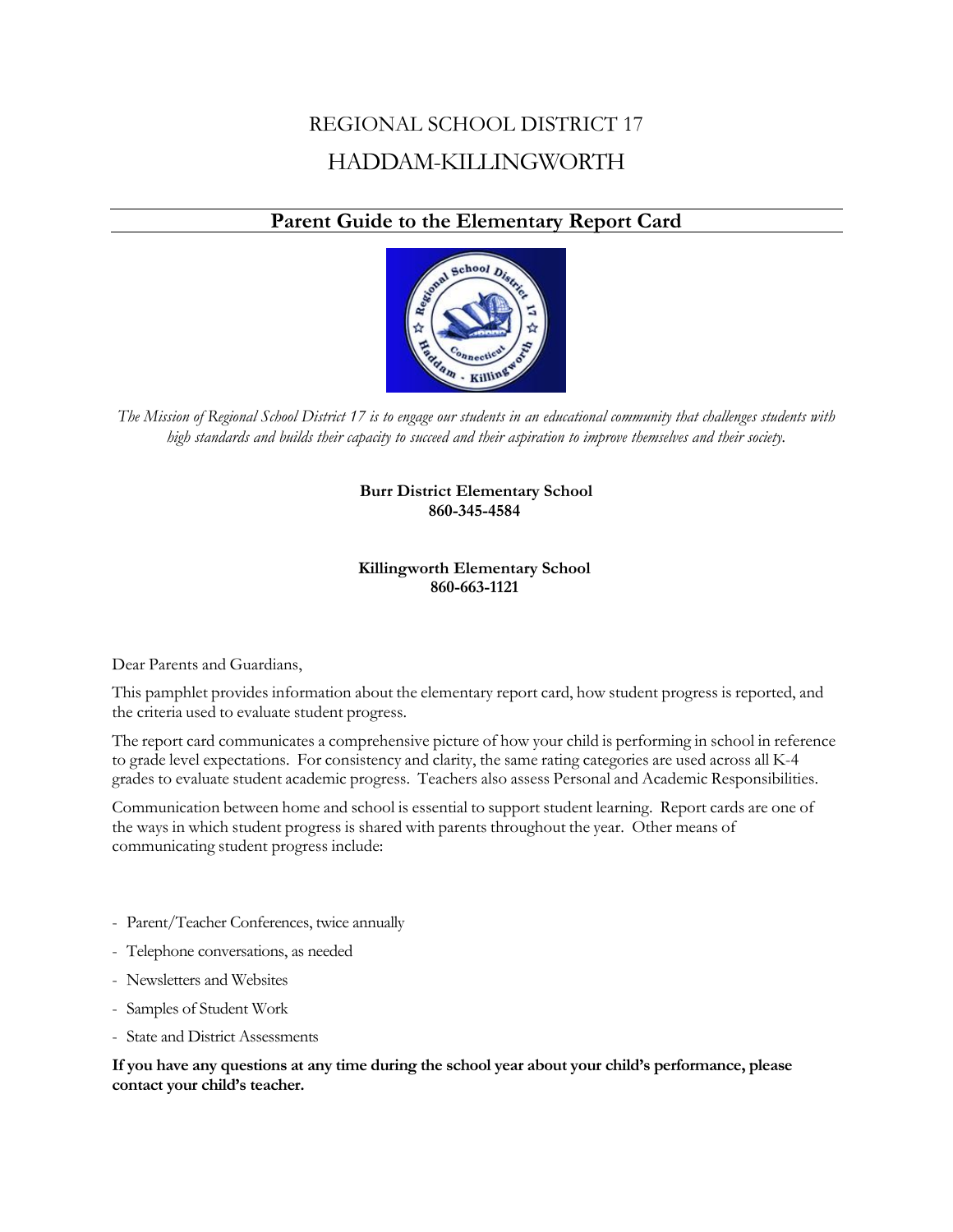# REGIONAL SCHOOL DISTRICT 17

# HADDAM-KILLINGWORTH

## Parent Guide to the Elementary Report Card

*The Mission of Regional School District 17 is to engage our students in an educational community that challenges students with high standards and builds their capacity to succeed and their aspiration to improve themselves and their society.*

**Burr District Elementary School**
**860-345-4584**

**Killingworth Elementary School**
**860-663-1121**

Dear Parents and Guardians,

This pamphlet provides information about the elementary report card, how student progress is reported, and the criteria used to evaluate student progress.

The report card communicates a comprehensive picture of how your child is performing in school in reference to grade level expectations. For consistency and clarity, the same rating categories are used across all K-4 grades to evaluate student academic progress. Teachers also assess Personal and Academic Responsibilities.

Communication between home and school is essential to support student learning. Report cards are one of the ways in which student progress is shared with parents throughout the year. Other means of communicating student progress include:

- Parent/Teacher Conferences, twice annually
- Telephone conversations, as needed
- Newsletters and Websites
- Samples of Student Work
- State and District Assessments

**If you have any questions at any time during the school year about your child's performance, please contact your child's teacher.**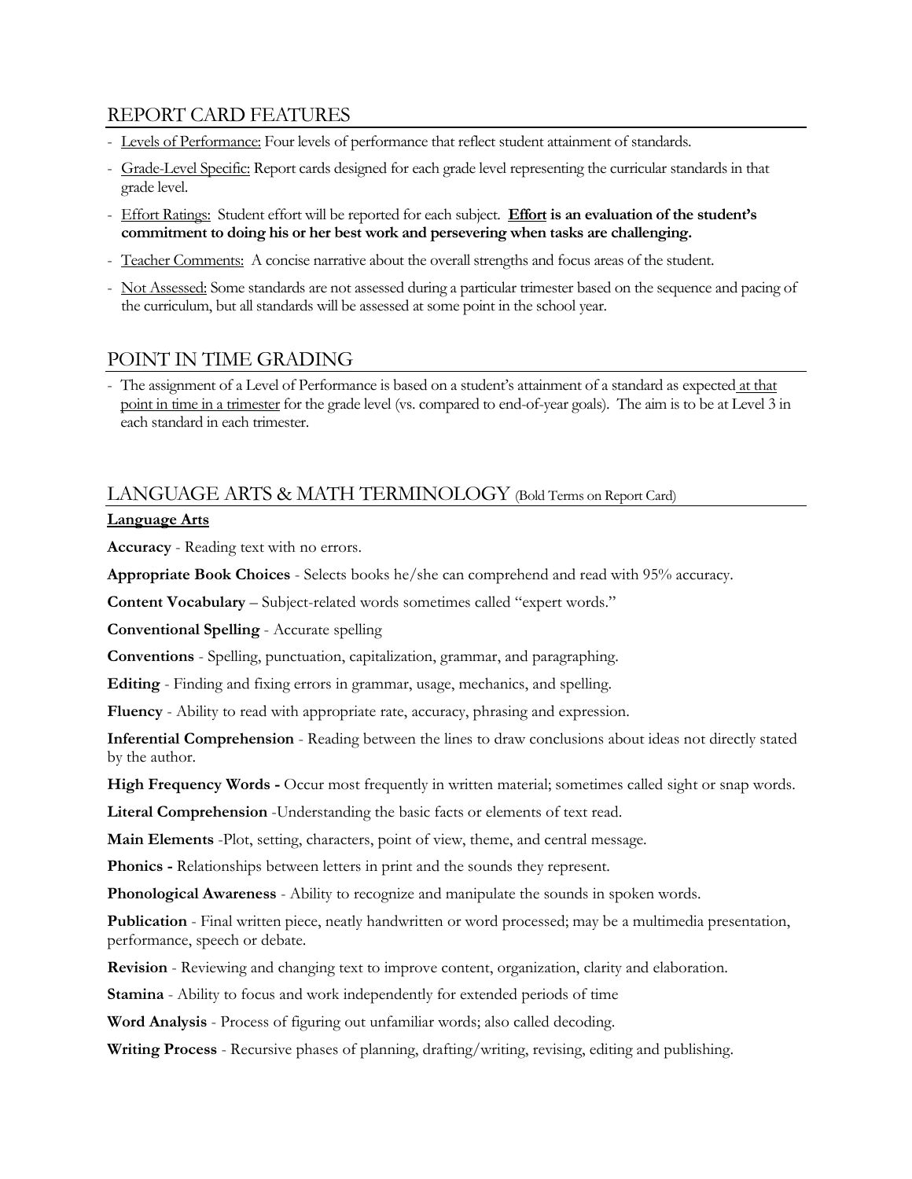## REPORT CARD FEATURES

- Levels of Performance: Four levels of performance that reflect student attainment of standards.
- Grade-Level Specific: Report cards designed for each grade level representing the curricular standards in that grade level.
- Effort Ratings: Student effort will be reported for each subject. **Effort is an evaluation of the student's commitment to doing his or her best work and persevering when tasks are challenging.**
- Teacher Comments: A concise narrative about the overall strengths and focus areas of the student.
- Not Assessed: Some standards are not assessed during a particular trimester based on the sequence and pacing of the curriculum, but all standards will be assessed at some point in the school year.

## POINT IN TIME GRADING

- The assignment of a Level of Performance is based on a student's attainment of a standard as expected at that point in time in a trimester for the grade level (vs. compared to end-of-year goals). The aim is to be at Level 3 in each standard in each trimester.

## LANGUAGE ARTS & MATH TERMINOLOGY (Bold Terms on Report Card)

**Language Arts**

**Accuracy** - Reading text with no errors.

**Appropriate Book Choices** - Selects books he/she can comprehend and read with 95% accuracy.

**Content Vocabulary** – Subject-related words sometimes called "expert words."

**Conventional Spelling** - Accurate spelling

**Conventions** - Spelling, punctuation, capitalization, grammar, and paragraphing.

**Editing** - Finding and fixing errors in grammar, usage, mechanics, and spelling.

**Fluency** - Ability to read with appropriate rate, accuracy, phrasing and expression.

**Inferential Comprehension** - Reading between the lines to draw conclusions about ideas not directly stated by the author.

**High Frequency Words -** Occur most frequently in written material; sometimes called sight or snap words.

**Literal Comprehension** -Understanding the basic facts or elements of text read.

**Main Elements** -Plot, setting, characters, point of view, theme, and central message.

**Phonics -** Relationships between letters in print and the sounds they represent.

**Phonological Awareness** - Ability to recognize and manipulate the sounds in spoken words.

**Publication** - Final written piece, neatly handwritten or word processed; may be a multimedia presentation, performance, speech or debate.

**Revision** - Reviewing and changing text to improve content, organization, clarity and elaboration.

**Stamina** - Ability to focus and work independently for extended periods of time

**Word Analysis** - Process of figuring out unfamiliar words; also called decoding.

**Writing Process** - Recursive phases of planning, drafting/writing, revising, editing and publishing.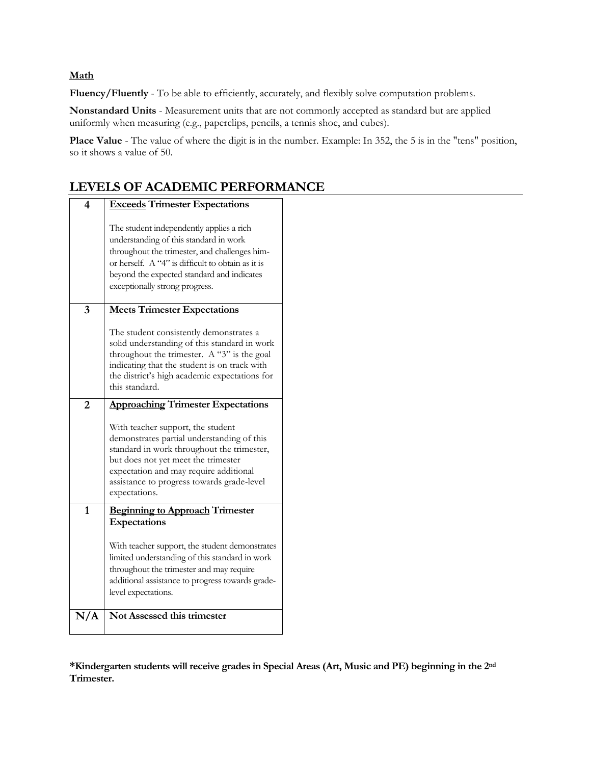**Math**

**Fluency/Fluently** - To be able to efficiently, accurately, and flexibly solve computation problems.

**Nonstandard Units** - Measurement units that are not commonly accepted as standard but are applied uniformly when measuring (e.g., paperclips, pencils, a tennis shoe, and cubes).

**Place Value** - The value of where the digit is in the number. Example: In 352, the 5 is in the "tens" position, so it shows a value of 50.

## LEVELS OF ACADEMIC PERFORMANCE

| | |
|---|---|
| **4** | **Exceeds Trimester Expectations**<br><br>The student independently applies a rich understanding of this standard in work throughout the trimester, and challenges him- or herself. A "4" is difficult to obtain as it is beyond the expected standard and indicates exceptionally strong progress. |
| **3** | **Meets Trimester Expectations**<br><br>The student consistently demonstrates a solid understanding of this standard in work throughout the trimester. A "3" is the goal indicating that the student is on track with the district's high academic expectations for this standard. |
| **2** | **Approaching Trimester Expectations**<br><br>With teacher support, the student demonstrates partial understanding of this standard in work throughout the trimester, but does not yet meet the trimester expectation and may require additional assistance to progress towards grade-level expectations. |
| **1** | **Beginning to Approach Trimester Expectations**<br><br>With teacher support, the student demonstrates limited understanding of this standard in work throughout the trimester and may require additional assistance to progress towards grade-level expectations. |
| **N/A** | **Not Assessed this trimester** |

**\*Kindergarten students will receive grades in Special Areas (Art, Music and PE) beginning in the 2nd Trimester.**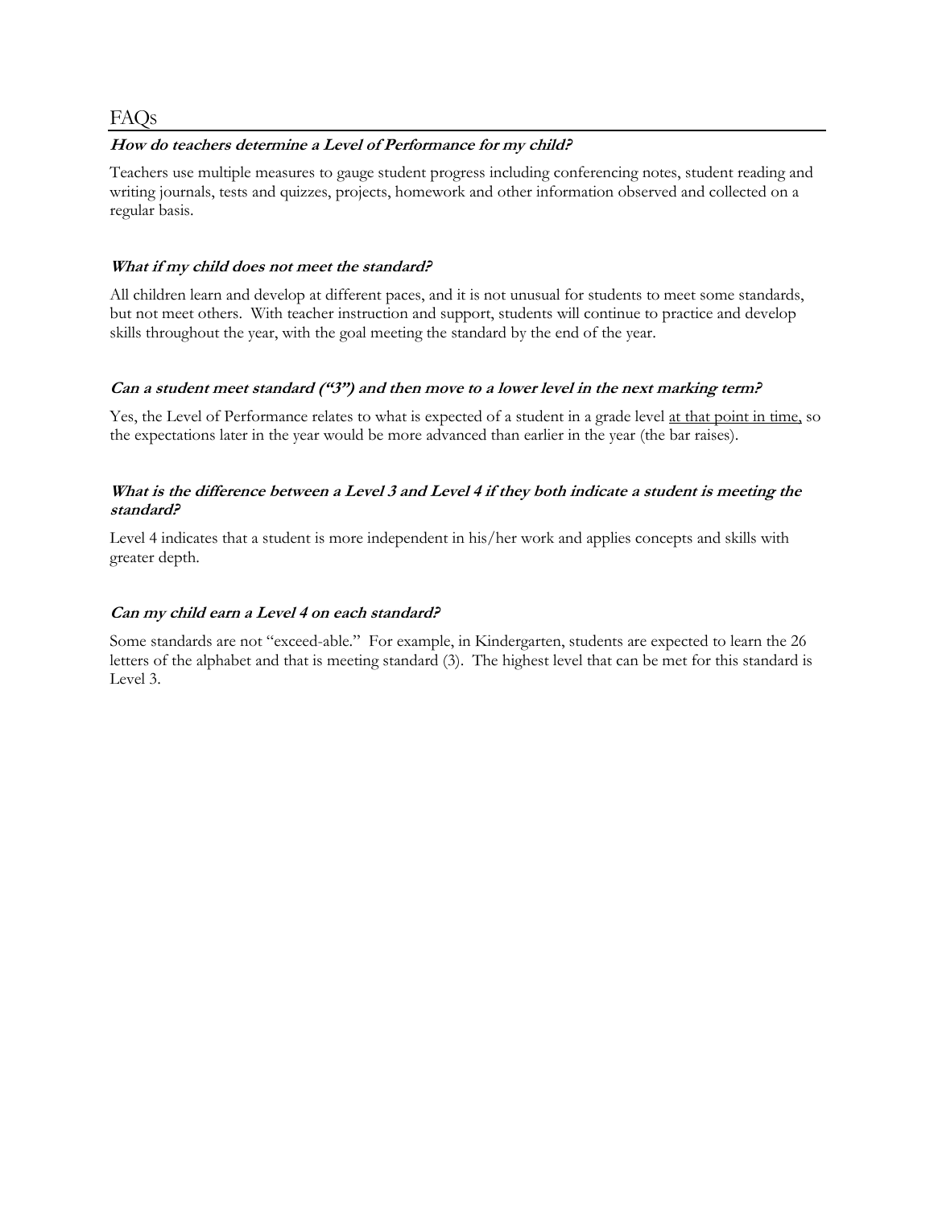## FAQs

***How do teachers determine a Level of Performance for my child?***

Teachers use multiple measures to gauge student progress including conferencing notes, student reading and writing journals, tests and quizzes, projects, homework and other information observed and collected on a regular basis.

***What if my child does not meet the standard?***

All children learn and develop at different paces, and it is not unusual for students to meet some standards, but not meet others. With teacher instruction and support, students will continue to practice and develop skills throughout the year, with the goal meeting the standard by the end of the year.

***Can a student meet standard ("3") and then move to a lower level in the next marking term?***

Yes, the Level of Performance relates to what is expected of a student in a grade level <u>at that point in time,</u> so the expectations later in the year would be more advanced than earlier in the year (the bar raises).

***What is the difference between a Level 3 and Level 4 if they both indicate a student is meeting the standard?***

Level 4 indicates that a student is more independent in his/her work and applies concepts and skills with greater depth.

***Can my child earn a Level 4 on each standard?***

Some standards are not "exceed-able." For example, in Kindergarten, students are expected to learn the 26 letters of the alphabet and that is meeting standard (3). The highest level that can be met for this standard is Level 3.